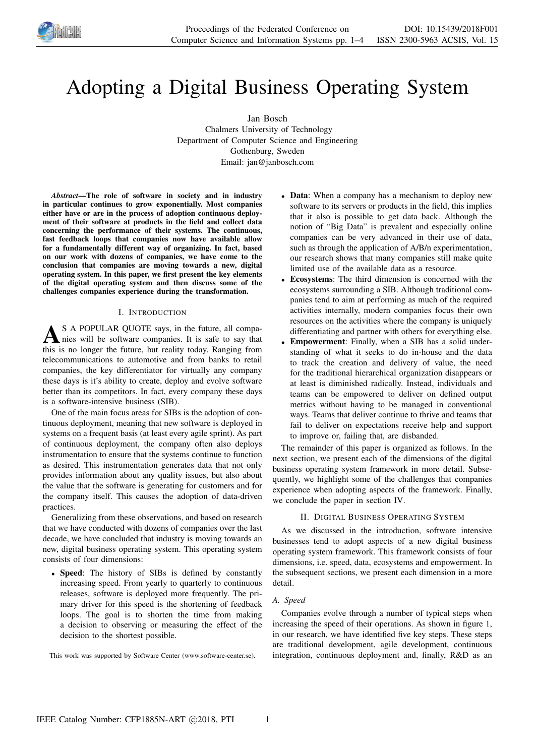# Adopting a Digital Business Operating System

Jan Bosch
Chalmers University of Technology
Department of Computer Science and Engineering
Gothenburg, Sweden
Email: jan@janbosch.com

***Abstract*—The role of software in society and in industry in particular continues to grow exponentially. Most companies either have or are in the process of adoption continuous deployment of their software at products in the field and collect data concerning the performance of their systems. The continuous, fast feedback loops that companies now have available allow for a fundamentally different way of organizing. In fact, based on our work with dozens of companies, we have come to the conclusion that companies are moving towards a new, digital operating system. In this paper, we first present the key elements of the digital operating system and then discuss some of the challenges companies experience during the transformation.**

## I. Introduction

AS A POPULAR QUOTE says, in the future, all companies will be software companies. It is safe to say that this is no longer the future, but reality today. Ranging from telecommunications to automotive and from banks to retail companies, the key differentiator for virtually any company these days is it's ability to create, deploy and evolve software better than its competitors. In fact, every company these days is a software-intensive business (SIB).

One of the main focus areas for SIBs is the adoption of continuous deployment, meaning that new software is deployed in systems on a frequent basis (at least every agile sprint). As part of continuous deployment, the company often also deploys instrumentation to ensure that the systems continue to function as desired. This instrumentation generates data that not only provides information about any quality issues, but also about the value that the software is generating for customers and for the company itself. This causes the adoption of data-driven practices.

Generalizing from these observations, and based on research that we have conducted with dozens of companies over the last decade, we have concluded that industry is moving towards an new, digital business operating system. This operating system consists of four dimensions:

- **Speed**: The history of SIBs is defined by constantly increasing speed. From yearly to quarterly to continuous releases, software is deployed more frequently. The primary driver for this speed is the shortening of feedback loops. The goal is to shorten the time from making a decision to observing or measuring the effect of the decision to the shortest possible.
- **Data**: When a company has a mechanism to deploy new software to its servers or products in the field, this implies that it also is possible to get data back. Although the notion of "Big Data" is prevalent and especially online companies can be very advanced in their use of data, such as through the application of A/B/n experimentation, our research shows that many companies still make quite limited use of the available data as a resource.
- **Ecosystems**: The third dimension is concerned with the ecosystems surrounding a SIB. Although traditional companies tend to aim at performing as much of the required activities internally, modern companies focus their own resources on the activities where the company is uniquely differentiating and partner with others for everything else.
- **Empowerment**: Finally, when a SIB has a solid understanding of what it seeks to do in-house and the data to track the creation and delivery of value, the need for the traditional hierarchical organization disappears or at least is diminished radically. Instead, individuals and teams can be empowered to deliver on defined output metrics without having to be managed in conventional ways. Teams that deliver continue to thrive and teams that fail to deliver on expectations receive help and support to improve or, failing that, are disbanded.

The remainder of this paper is organized as follows. In the next section, we present each of the dimensions of the digital business operating system framework in more detail. Subsequently, we highlight some of the challenges that companies experience when adopting aspects of the framework. Finally, we conclude the paper in section IV.

## II. Digital Business Operating System

As we discussed in the introduction, software intensive businesses tend to adopt aspects of a new digital business operating system framework. This framework consists of four dimensions, i.e. speed, data, ecosystems and empowerment. In the subsequent sections, we present each dimension in a more detail.

### A. Speed

Companies evolve through a number of typical steps when increasing the speed of their operations. As shown in figure 1, in our research, we have identified five key steps. These steps are traditional development, agile development, continuous integration, continuous deployment and, finally, R&D as an

This work was supported by Software Center (www.software-center.se).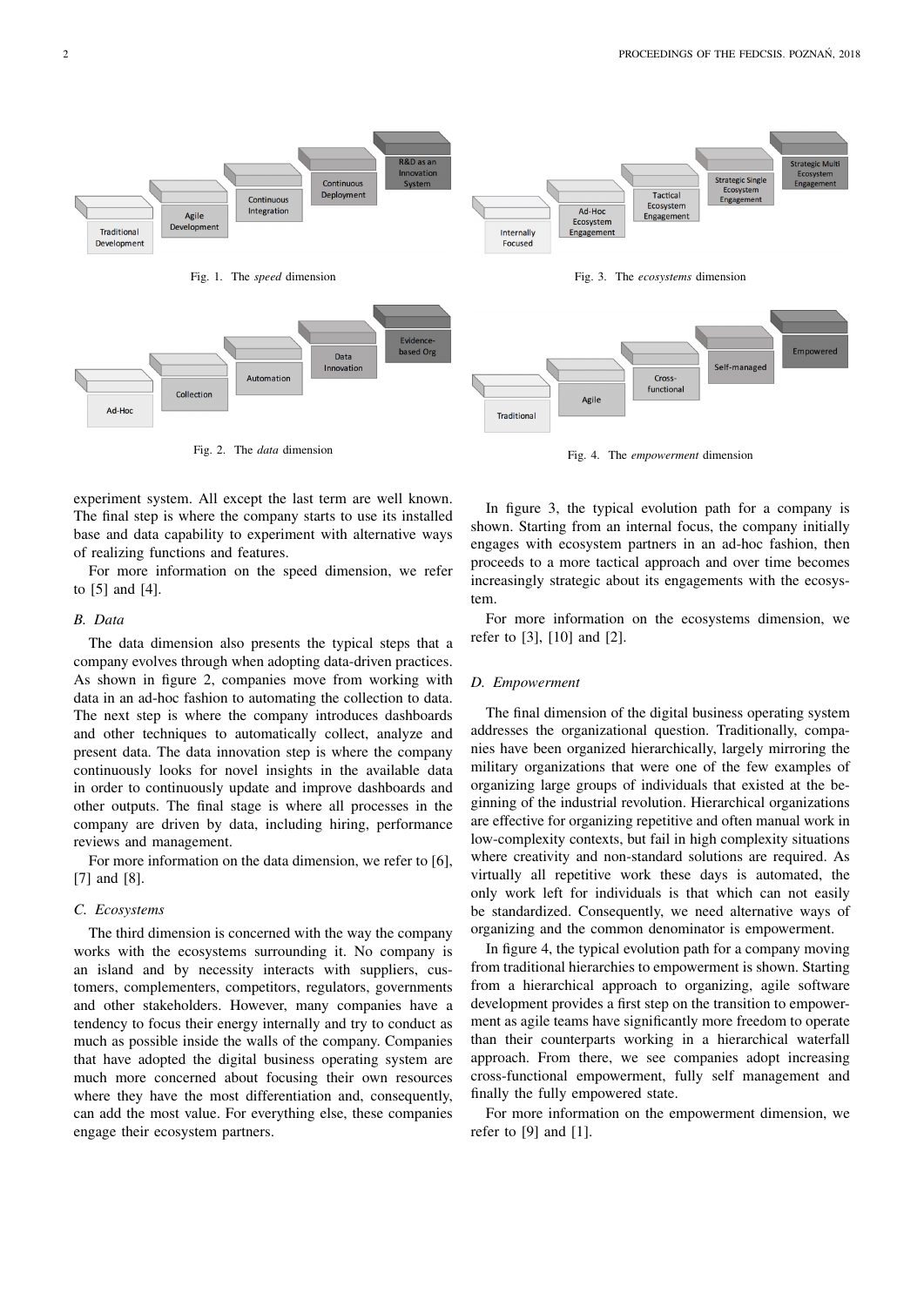Fig. 1. The *speed* dimension

Fig. 2. The *data* dimension

Fig. 3. The *ecosystems* dimension

Fig. 4. The *empowerment* dimension

experiment system. All except the last term are well known. The final step is where the company starts to use its installed base and data capability to experiment with alternative ways of realizing functions and features.

For more information on the speed dimension, we refer to [5] and [4].

### B. Data

The data dimension also presents the typical steps that a company evolves through when adopting data-driven practices. As shown in figure 2, companies move from working with data in an ad-hoc fashion to automating the collection to data. The next step is where the company introduces dashboards and other techniques to automatically collect, analyze and present data. The data innovation step is where the company continuously looks for novel insights in the available data in order to continuously update and improve dashboards and other outputs. The final stage is where all processes in the company are driven by data, including hiring, performance reviews and management.

For more information on the data dimension, we refer to [6], [7] and [8].

### C. Ecosystems

The third dimension is concerned with the way the company works with the ecosystems surrounding it. No company is an island and by necessity interacts with suppliers, customers, complementers, competitors, regulators, governments and other stakeholders. However, many companies have a tendency to focus their energy internally and try to conduct as much as possible inside the walls of the company. Companies that have adopted the digital business operating system are much more concerned about focusing their own resources where they have the most differentiation and, consequently, can add the most value. For everything else, these companies engage their ecosystem partners.

In figure 3, the typical evolution path for a company is shown. Starting from an internal focus, the company initially engages with ecosystem partners in an ad-hoc fashion, then proceeds to a more tactical approach and over time becomes increasingly strategic about its engagements with the ecosystem.

For more information on the ecosystems dimension, we refer to [3], [10] and [2].

### D. Empowerment

The final dimension of the digital business operating system addresses the organizational question. Traditionally, companies have been organized hierarchically, largely mirroring the military organizations that were one of the few examples of organizing large groups of individuals that existed at the beginning of the industrial revolution. Hierarchical organizations are effective for organizing repetitive and often manual work in low-complexity contexts, but fail in high complexity situations where creativity and non-standard solutions are required. As virtually all repetitive work these days is automated, the only work left for individuals is that which can not easily be standardized. Consequently, we need alternative ways of organizing and the common denominator is empowerment.

In figure 4, the typical evolution path for a company moving from traditional hierarchies to empowerment is shown. Starting from a hierarchical approach to organizing, agile software development provides a first step on the transition to empowerment as agile teams have significantly more freedom to operate than their counterparts working in a hierarchical waterfall approach. From there, we see companies adopt increasing cross-functional empowerment, fully self management and finally the fully empowered state.

For more information on the empowerment dimension, we refer to [9] and [1].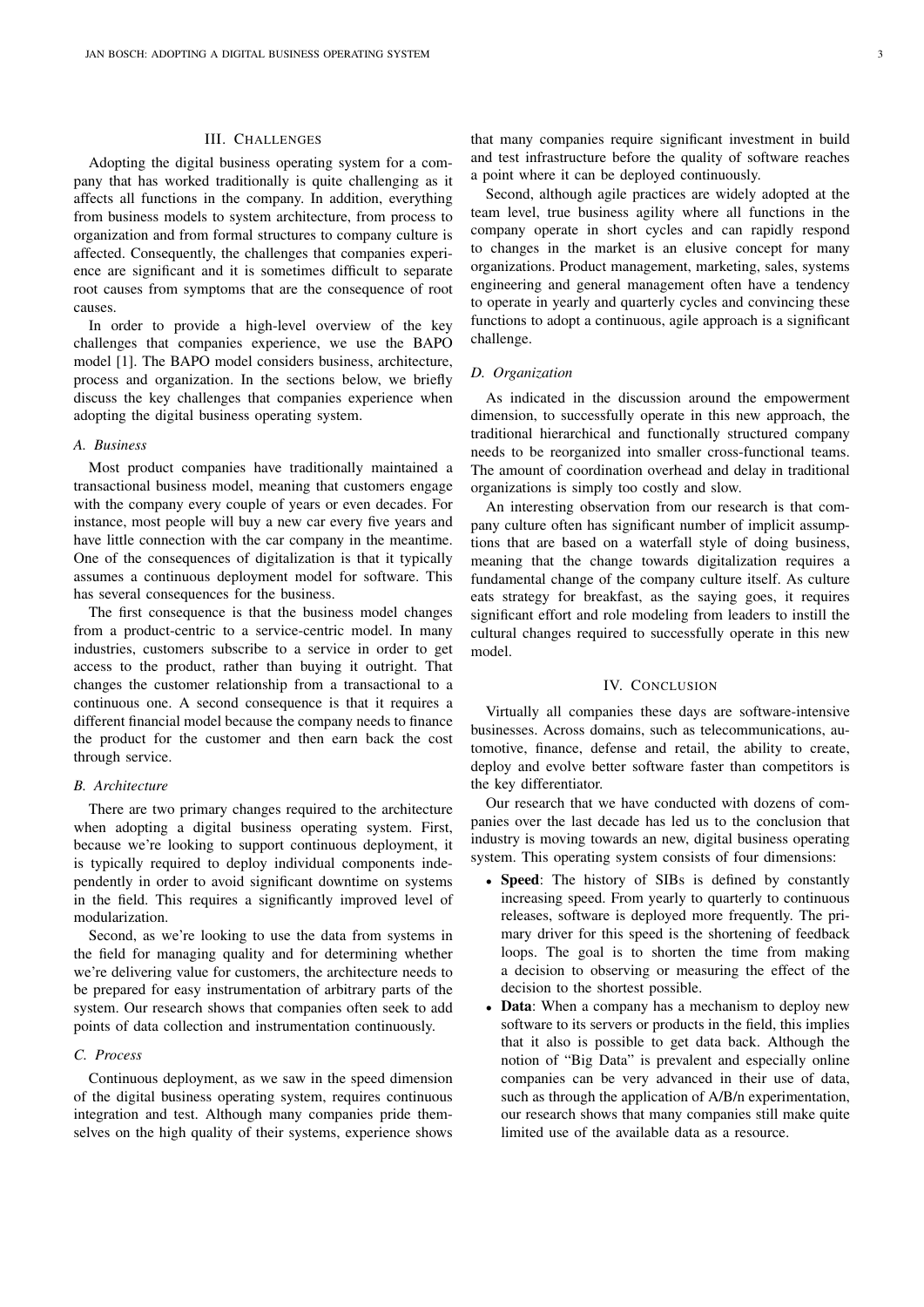## III. Challenges

Adopting the digital business operating system for a company that has worked traditionally is quite challenging as it affects all functions in the company. In addition, everything from business models to system architecture, from process to organization and from formal structures to company culture is affected. Consequently, the challenges that companies experience are significant and it is sometimes difficult to separate root causes from symptoms that are the consequence of root causes.

In order to provide a high-level overview of the key challenges that companies experience, we use the BAPO model [1]. The BAPO model considers business, architecture, process and organization. In the sections below, we briefly discuss the key challenges that companies experience when adopting the digital business operating system.

### A. Business

Most product companies have traditionally maintained a transactional business model, meaning that customers engage with the company every couple of years or even decades. For instance, most people will buy a new car every five years and have little connection with the car company in the meantime. One of the consequences of digitalization is that it typically assumes a continuous deployment model for software. This has several consequences for the business.

The first consequence is that the business model changes from a product-centric to a service-centric model. In many industries, customers subscribe to a service in order to get access to the product, rather than buying it outright. That changes the customer relationship from a transactional to a continuous one. A second consequence is that it requires a different financial model because the company needs to finance the product for the customer and then earn back the cost through service.

### B. Architecture

There are two primary changes required to the architecture when adopting a digital business operating system. First, because we're looking to support continuous deployment, it is typically required to deploy individual components independently in order to avoid significant downtime on systems in the field. This requires a significantly improved level of modularization.

Second, as we're looking to use the data from systems in the field for managing quality and for determining whether we're delivering value for customers, the architecture needs to be prepared for easy instrumentation of arbitrary parts of the system. Our research shows that companies often seek to add points of data collection and instrumentation continuously.

### C. Process

Continuous deployment, as we saw in the speed dimension of the digital business operating system, requires continuous integration and test. Although many companies pride themselves on the high quality of their systems, experience shows that many companies require significant investment in build and test infrastructure before the quality of software reaches a point where it can be deployed continuously.

Second, although agile practices are widely adopted at the team level, true business agility where all functions in the company operate in short cycles and can rapidly respond to changes in the market is an elusive concept for many organizations. Product management, marketing, sales, systems engineering and general management often have a tendency to operate in yearly and quarterly cycles and convincing these functions to adopt a continuous, agile approach is a significant challenge.

### D. Organization

As indicated in the discussion around the empowerment dimension, to successfully operate in this new approach, the traditional hierarchical and functionally structured company needs to be reorganized into smaller cross-functional teams. The amount of coordination overhead and delay in traditional organizations is simply too costly and slow.

An interesting observation from our research is that company culture often has significant number of implicit assumptions that are based on a waterfall style of doing business, meaning that the change towards digitalization requires a fundamental change of the company culture itself. As culture eats strategy for breakfast, as the saying goes, it requires significant effort and role modeling from leaders to instill the cultural changes required to successfully operate in this new model.

## IV. Conclusion

Virtually all companies these days are software-intensive businesses. Across domains, such as telecommunications, automotive, finance, defense and retail, the ability to create, deploy and evolve better software faster than competitors is the key differentiator.

Our research that we have conducted with dozens of companies over the last decade has led us to the conclusion that industry is moving towards an new, digital business operating system. This operating system consists of four dimensions:

- **Speed**: The history of SIBs is defined by constantly increasing speed. From yearly to quarterly to continuous releases, software is deployed more frequently. The primary driver for this speed is the shortening of feedback loops. The goal is to shorten the time from making a decision to observing or measuring the effect of the decision to the shortest possible.
- **Data**: When a company has a mechanism to deploy new software to its servers or products in the field, this implies that it also is possible to get data back. Although the notion of "Big Data" is prevalent and especially online companies can be very advanced in their use of data, such as through the application of A/B/n experimentation, our research shows that many companies still make quite limited use of the available data as a resource.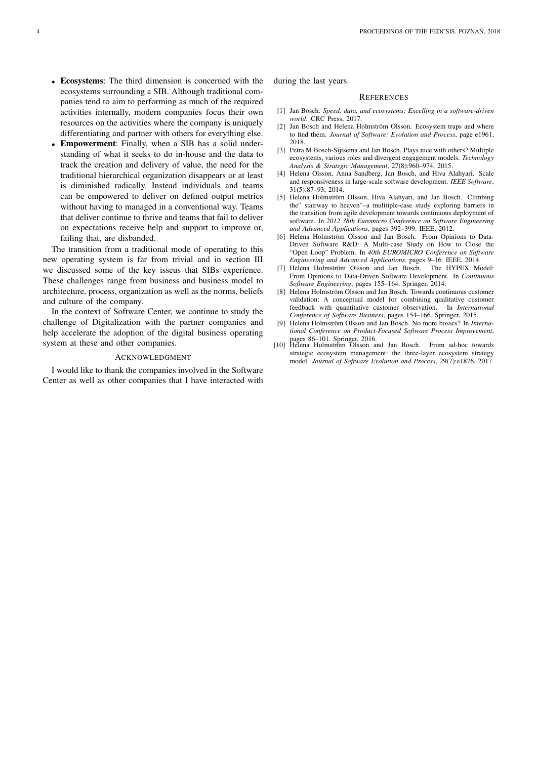- **Ecosystems**: The third dimension is concerned with the ecosystems surrounding a SIB. Although traditional companies tend to aim to performing as much of the required activities internally, modern companies focus their own resources on the activities where the company is uniquely differentiating and partner with others for everything else.
- **Empowerment**: Finally, when a SIB has a solid understanding of what it seeks to do in-house and the data to track the creation and delivery of value, the need for the traditional hierarchical organization disappears or at least is diminished radically. Instead individuals and teams can be empowered to deliver on defined output metrics without having to managed in a conventional way. Teams that deliver continue to thrive and teams that fail to deliver on expectations receive help and support to improve or, failing that, are disbanded.

The transition from a traditional mode of operating to this new operating system is far from trivial and in section III we discussed some of the key isseus that SIBs experience. These challenges range from business and business model to architecture, process, organization as well as the norms, beliefs and culture of the company.

In the context of Software Center, we continue to study the challenge of Digitalization with the partner companies and help accelerate the adoption of the digital business operating system at these and other companies.

## Acknowledgment

I would like to thank the companies involved in the Software Center as well as other companies that I have interacted with during the last years.

## References

[1] Jan Bosch. *Speed, data, and ecosystems: Excelling in a software-driven world*. CRC Press, 2017.

[2] Jan Bosch and Helena Holmström Olsson. Ecosystem traps and where to find them. *Journal of Software: Evolution and Process*, page e1961, 2018.

[3] Petra M Bosch-Sijtsema and Jan Bosch. Plays nice with others? Multiple ecosystems, various roles and divergent engagement models. *Technology Analysis & Strategic Management*, 27(8):960–974, 2015.

[4] Helena Olsson, Anna Sandberg, Jan Bosch, and Hiva Alahyari. Scale and responsiveness in large-scale software development. *IEEE Software*, 31(5):87–93, 2014.

[5] Helena Holmström Olsson, Hiva Alahyari, and Jan Bosch. Climbing the" stairway to heaven"–a mulitiple-case study exploring barriers in the transition from agile development towards continuous deployment of software. In *2012 38th Euromicro Conference on Software Engineering and Advanced Applications*, pages 392–399. IEEE, 2012.

[6] Helena Holmström Olsson and Jan Bosch. From Opinions to Data-Driven Software R&D: A Multi-case Study on How to Close the "Open Loop" Problem. In *40th EUROMICRO Conference on Software Engineering and Advanced Applications*, pages 9–16. IEEE, 2014.

[7] Helena Holmström Olsson and Jan Bosch. The HYPEX Model: From Opinions to Data-Driven Software Development. In *Continuous Software Engineering*, pages 155–164. Springer, 2014.

[8] Helena Holmström Olsson and Jan Bosch. Towards continuous customer validation: A conceptual model for combining qualitative customer feedback with quantitative customer observation. In *International Conference of Software Business*, pages 154–166. Springer, 2015.

[9] Helena Holmström Olsson and Jan Bosch. No more bosses? In *International Conference on Product-Focused Software Process Improvement*, pages 86–101. Springer, 2016.

[10] Helena Holmström Olsson and Jan Bosch. From ad-hoc towards strategic ecosystem management: the three-layer ecosystem strategy model. *Journal of Software Evolution and Process*, 29(7):e1876, 2017.